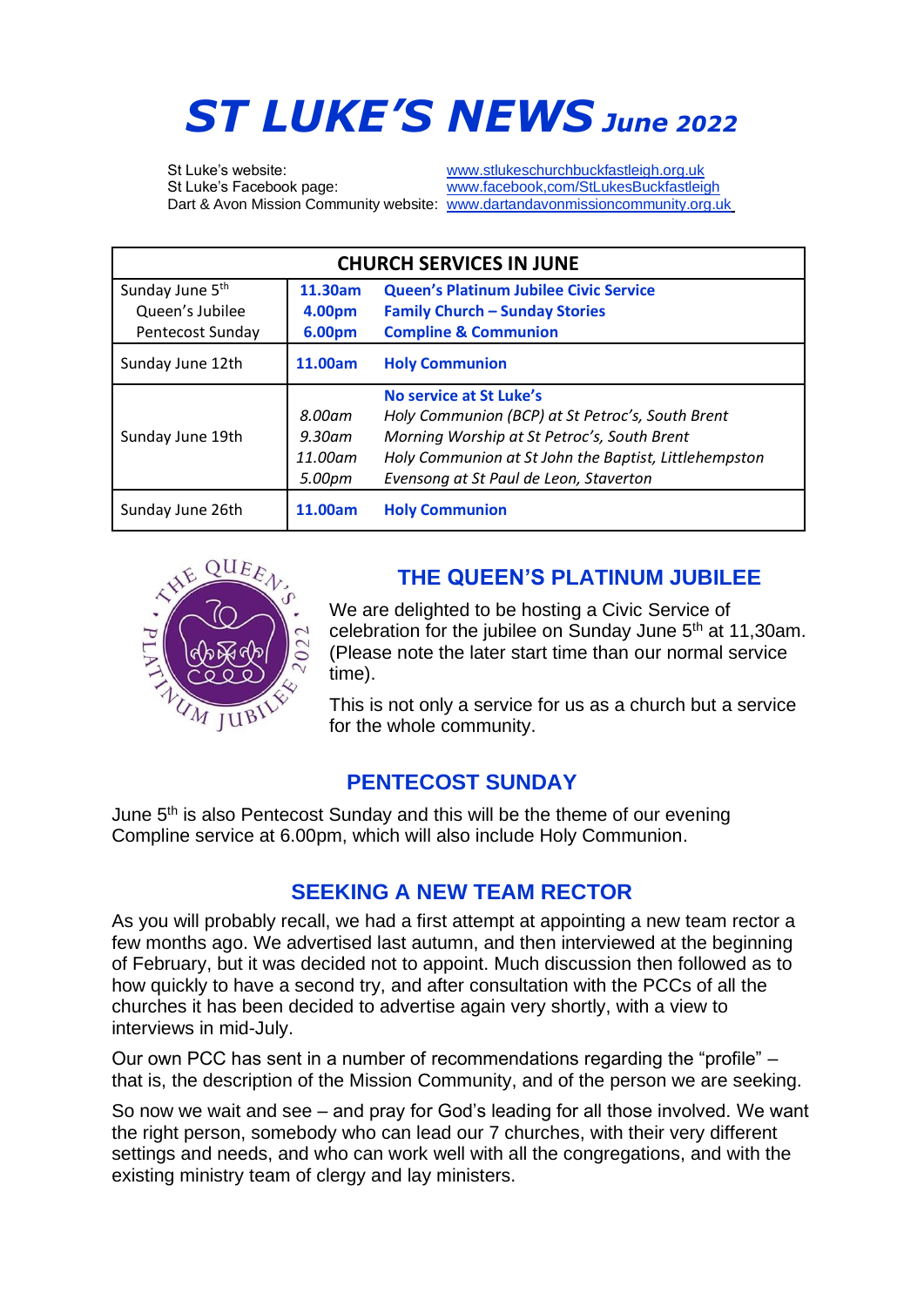# *ST LUKE'S NEWS June 2022*

St Luke's website: www.stlukeschurchbuckfastleigh.org.uk
St Luke's Facebook page: www.facebook.com/StLukesBuckfastleigh
Dart & Avon Mission Community website: www.dartandavonmissioncommunity.org.uk

| CHURCH SERVICES IN JUNE | | |
|---|---|---|
| Sunday June 5th<br>Queen's Jubilee<br>Pentecost Sunday | **11.30am**<br>**4.00pm**<br>**6.00pm** | **Queen's Platinum Jubilee Civic Service**<br>**Family Church – Sunday Stories**<br>**Compline & Communion** |
| Sunday June 12th | **11.00am** | **Holy Communion** |
| Sunday June 19th | *8.00am*<br>*9.30am*<br>*11.00am*<br>*5.00pm* | **No service at St Luke's**<br>*Holy Communion (BCP) at St Petroc's, South Brent*<br>*Morning Worship at St Petroc's, South Brent*<br>*Holy Communion at St John the Baptist, Littlehempston*<br>*Evensong at St Paul de Leon, Staverton* |
| Sunday June 26th | **11.00am** | **Holy Communion** |

## THE QUEEN'S PLATINUM JUBILEE

We are delighted to be hosting a Civic Service of celebration for the jubilee on Sunday June 5th at 11,30am. (Please note the later start time than our normal service time).

This is not only a service for us as a church but a service for the whole community.

## PENTECOST SUNDAY

June 5th is also Pentecost Sunday and this will be the theme of our evening Compline service at 6.00pm, which will also include Holy Communion.

## SEEKING A NEW TEAM RECTOR

As you will probably recall, we had a first attempt at appointing a new team rector a few months ago. We advertised last autumn, and then interviewed at the beginning of February, but it was decided not to appoint. Much discussion then followed as to how quickly to have a second try, and after consultation with the PCCs of all the churches it has been decided to advertise again very shortly, with a view to interviews in mid-July.

Our own PCC has sent in a number of recommendations regarding the "profile" – that is, the description of the Mission Community, and of the person we are seeking.

So now we wait and see – and pray for God's leading for all those involved. We want the right person, somebody who can lead our 7 churches, with their very different settings and needs, and who can work well with all the congregations, and with the existing ministry team of clergy and lay ministers.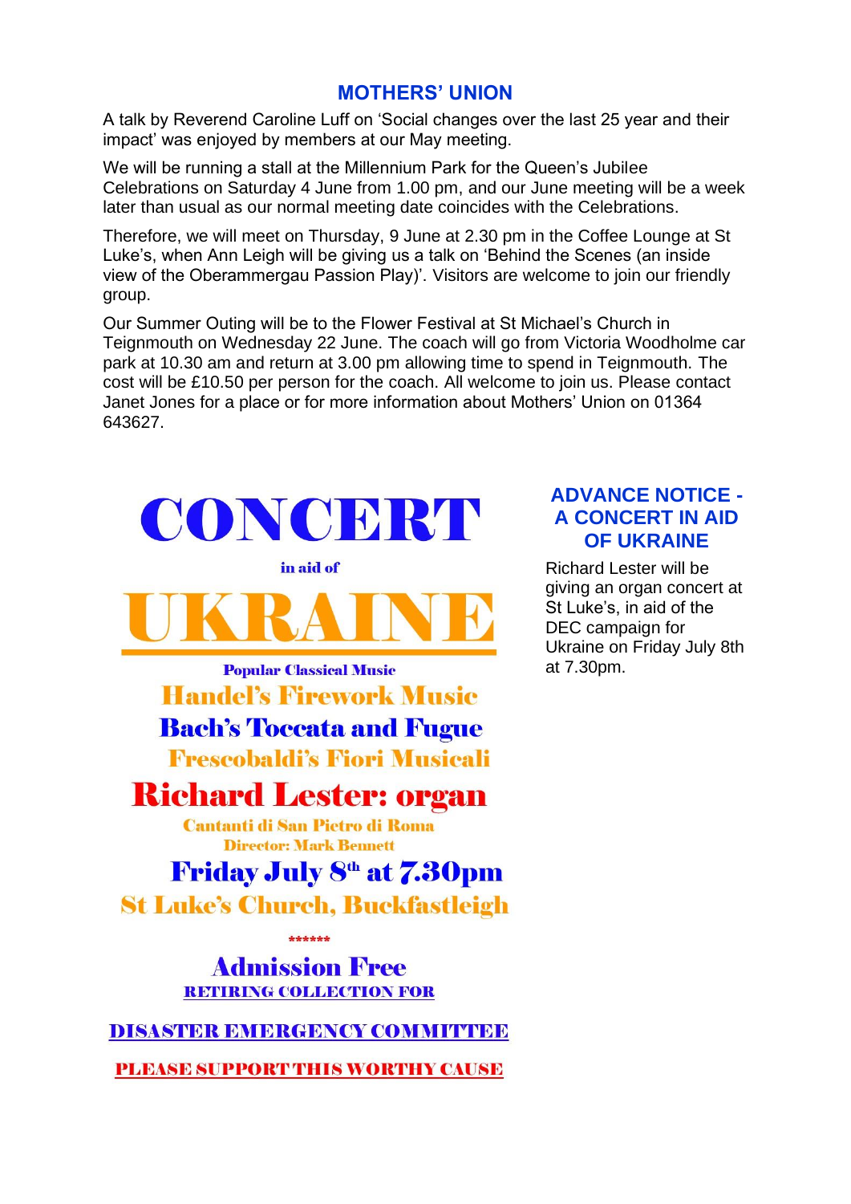## MOTHERS' UNION

A talk by Reverend Caroline Luff on 'Social changes over the last 25 year and their impact' was enjoyed by members at our May meeting.

We will be running a stall at the Millennium Park for the Queen's Jubilee Celebrations on Saturday 4 June from 1.00 pm, and our June meeting will be a week later than usual as our normal meeting date coincides with the Celebrations.

Therefore, we will meet on Thursday, 9 June at 2.30 pm in the Coffee Lounge at St Luke's, when Ann Leigh will be giving us a talk on 'Behind the Scenes (an inside view of the Oberammergau Passion Play)'. Visitors are welcome to join our friendly group.

Our Summer Outing will be to the Flower Festival at St Michael's Church in Teignmouth on Wednesday 22 June. The coach will go from Victoria Woodholme car park at 10.30 am and return at 3.00 pm allowing time to spend in Teignmouth. The cost will be £10.50 per person for the coach. All welcome to join us. Please contact Janet Jones for a place or for more information about Mothers' Union on 01364 643627.

# CONCERT

**in aid of**

# UKRAINE

**Popular Classical Music**

**Handel's Firework Music**

**Bach's Toccata and Fugue**

**Frescobaldi's Fiori Musicali**

## Richard Lester: organ

**Cantanti di San Pietro di Roma**

**Director: Mark Bennett**

**Friday July 8th at 7.30pm**

**St Luke's Church, Buckfastleigh**

******

**Admission Free**

**RETIRING COLLECTION FOR**

**DISASTER EMERGENCY COMMITTEE**

**PLEASE SUPPORT THIS WORTHY CAUSE**

## ADVANCE NOTICE - A CONCERT IN AID OF UKRAINE

Richard Lester will be giving an organ concert at St Luke's, in aid of the DEC campaign for Ukraine on Friday July 8th at 7.30pm.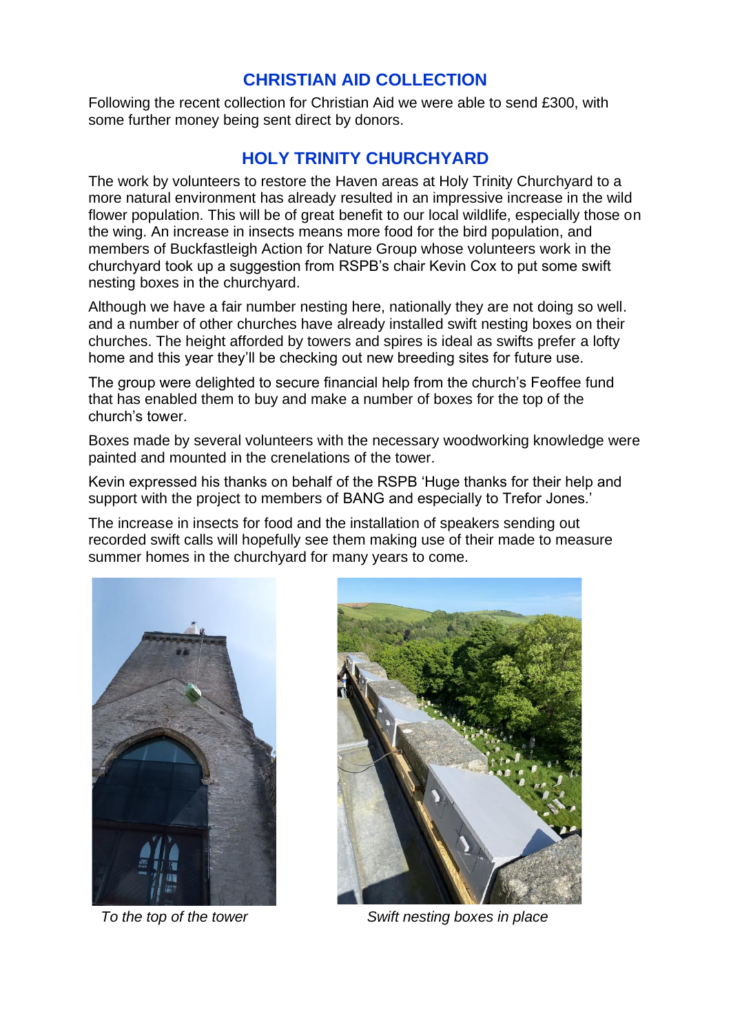## CHRISTIAN AID COLLECTION

Following the recent collection for Christian Aid we were able to send £300, with some further money being sent direct by donors.

## HOLY TRINITY CHURCHYARD

The work by volunteers to restore the Haven areas at Holy Trinity Churchyard to a more natural environment has already resulted in an impressive increase in the wild flower population. This will be of great benefit to our local wildlife, especially those on the wing. An increase in insects means more food for the bird population, and members of Buckfastleigh Action for Nature Group whose volunteers work in the churchyard took up a suggestion from RSPB's chair Kevin Cox to put some swift nesting boxes in the churchyard.

Although we have a fair number nesting here, nationally they are not doing so well. and a number of other churches have already installed swift nesting boxes on their churches. The height afforded by towers and spires is ideal as swifts prefer a lofty home and this year they'll be checking out new breeding sites for future use.

The group were delighted to secure financial help from the church's Feoffee fund that has enabled them to buy and make a number of boxes for the top of the church's tower.

Boxes made by several volunteers with the necessary woodworking knowledge were painted and mounted in the crenelations of the tower.

Kevin expressed his thanks on behalf of the RSPB 'Huge thanks for their help and support with the project to members of BANG and especially to Trefor Jones.'

The increase in insects for food and the installation of speakers sending out recorded swift calls will hopefully see them making use of their made to measure summer homes in the churchyard for many years to come.

*To the top of the tower*

*Swift nesting boxes in place*